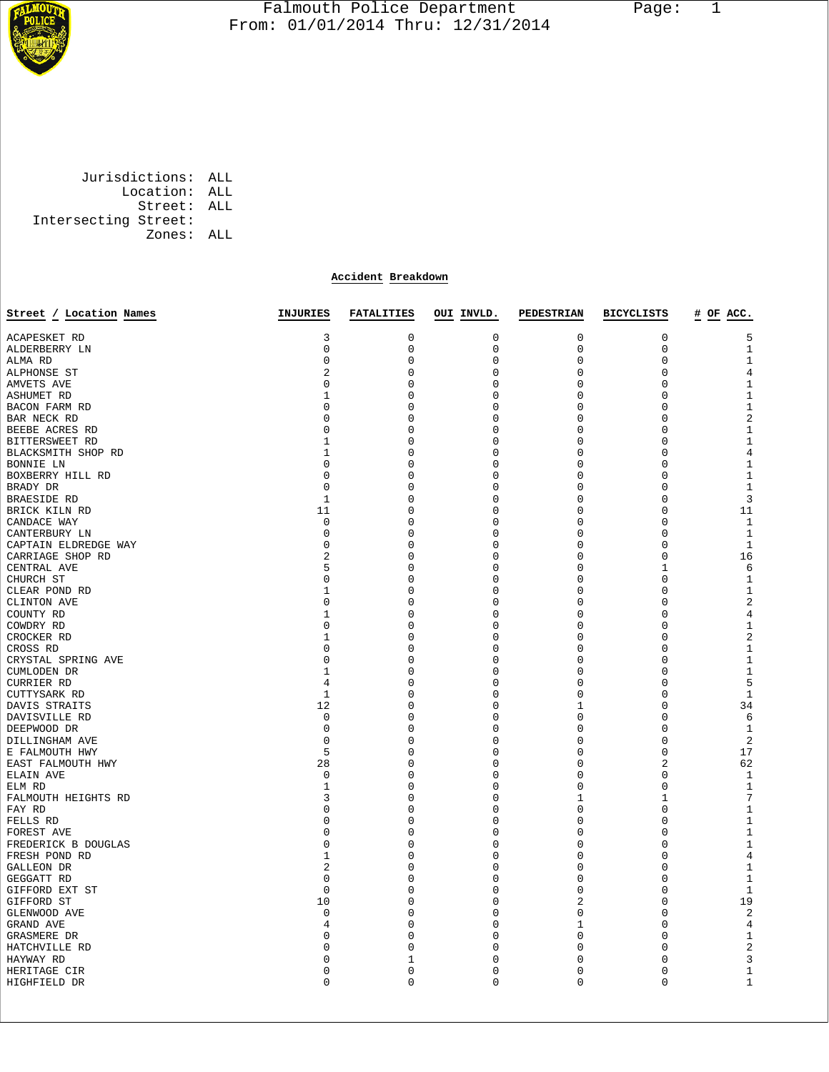# Falmouth Police Department

From: 01/01/2014 Thru: 12/31/2014

Jurisdictions: ALL
Location: ALL
Street: ALL
Intersecting Street:
Zones: ALL

## Accident Breakdown

| Street / Location Names | INJURIES | FATALITIES | OUI INVLD. | PEDESTRIAN | BICYCLISTS | # OF ACC. |
|---|---|---|---|---|---|---|
| ACAPESKET RD | 3 | 0 | 0 | 0 | 0 | 5 |
| ALDERBERRY LN | 0 | 0 | 0 | 0 | 0 | 1 |
| ALMA RD | 0 | 0 | 0 | 0 | 0 | 1 |
| ALPHONSE ST | 2 | 0 | 0 | 0 | 0 | 4 |
| AMVETS AVE | 0 | 0 | 0 | 0 | 0 | 1 |
| ASHUMET RD | 1 | 0 | 0 | 0 | 0 | 1 |
| BACON FARM RD | 0 | 0 | 0 | 0 | 0 | 1 |
| BAR NECK RD | 0 | 0 | 0 | 0 | 0 | 2 |
| BEEBE ACRES RD | 0 | 0 | 0 | 0 | 0 | 1 |
| BITTERSWEET RD | 1 | 0 | 0 | 0 | 0 | 1 |
| BLACKSMITH SHOP RD | 1 | 0 | 0 | 0 | 0 | 4 |
| BONNIE LN | 0 | 0 | 0 | 0 | 0 | 1 |
| BOXBERRY HILL RD | 0 | 0 | 0 | 0 | 0 | 1 |
| BRADY DR | 0 | 0 | 0 | 0 | 0 | 1 |
| BRAESIDE RD | 1 | 0 | 0 | 0 | 0 | 3 |
| BRICK KILN RD | 11 | 0 | 0 | 0 | 0 | 11 |
| CANDACE WAY | 0 | 0 | 0 | 0 | 0 | 1 |
| CANTERBURY LN | 0 | 0 | 0 | 0 | 0 | 1 |
| CAPTAIN ELDREDGE WAY | 0 | 0 | 0 | 0 | 0 | 1 |
| CARRIAGE SHOP RD | 2 | 0 | 0 | 0 | 0 | 16 |
| CENTRAL AVE | 5 | 0 | 0 | 0 | 1 | 6 |
| CHURCH ST | 0 | 0 | 0 | 0 | 0 | 1 |
| CLEAR POND RD | 1 | 0 | 0 | 0 | 0 | 1 |
| CLINTON AVE | 0 | 0 | 0 | 0 | 0 | 2 |
| COUNTY RD | 1 | 0 | 0 | 0 | 0 | 4 |
| COWDRY RD | 0 | 0 | 0 | 0 | 0 | 1 |
| CROCKER RD | 1 | 0 | 0 | 0 | 0 | 2 |
| CROSS RD | 0 | 0 | 0 | 0 | 0 | 1 |
| CRYSTAL SPRING AVE | 0 | 0 | 0 | 0 | 0 | 1 |
| CUMLODEN DR | 1 | 0 | 0 | 0 | 0 | 1 |
| CURRIER RD | 4 | 0 | 0 | 0 | 0 | 5 |
| CUTTYSARK RD | 1 | 0 | 0 | 0 | 0 | 1 |
| DAVIS STRAITS | 12 | 0 | 0 | 1 | 0 | 34 |
| DAVISVILLE RD | 0 | 0 | 0 | 0 | 0 | 6 |
| DEEPWOOD DR | 0 | 0 | 0 | 0 | 0 | 1 |
| DILLINGHAM AVE | 0 | 0 | 0 | 0 | 0 | 2 |
| E FALMOUTH HWY | 5 | 0 | 0 | 0 | 0 | 17 |
| EAST FALMOUTH HWY | 28 | 0 | 0 | 0 | 2 | 62 |
| ELAIN AVE | 0 | 0 | 0 | 0 | 0 | 1 |
| ELM RD | 1 | 0 | 0 | 0 | 0 | 1 |
| FALMOUTH HEIGHTS RD | 3 | 0 | 0 | 1 | 1 | 7 |
| FAY RD | 0 | 0 | 0 | 0 | 0 | 1 |
| FELLS RD | 0 | 0 | 0 | 0 | 0 | 1 |
| FOREST AVE | 0 | 0 | 0 | 0 | 0 | 1 |
| FREDERICK B DOUGLAS | 0 | 0 | 0 | 0 | 0 | 1 |
| FRESH POND RD | 1 | 0 | 0 | 0 | 0 | 4 |
| GALLEON DR | 2 | 0 | 0 | 0 | 0 | 1 |
| GEGGATT RD | 0 | 0 | 0 | 0 | 0 | 1 |
| GIFFORD EXT ST | 0 | 0 | 0 | 0 | 0 | 1 |
| GIFFORD ST | 10 | 0 | 0 | 2 | 0 | 19 |
| GLENWOOD AVE | 0 | 0 | 0 | 0 | 0 | 2 |
| GRAND AVE | 4 | 0 | 0 | 1 | 0 | 4 |
| GRASMERE DR | 0 | 0 | 0 | 0 | 0 | 1 |
| HATCHVILLE RD | 0 | 0 | 0 | 0 | 0 | 2 |
| HAYWAY RD | 0 | 1 | 0 | 0 | 0 | 3 |
| HERITAGE CIR | 0 | 0 | 0 | 0 | 0 | 1 |
| HIGHFIELD DR | 0 | 0 | 0 | 0 | 0 | 1 |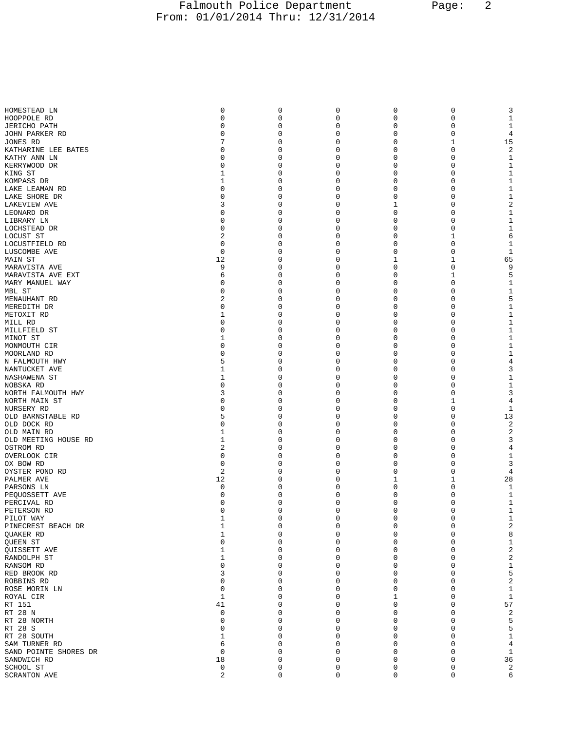| | | | | | | |
|---|---|---|---|---|---|---|
| HOMESTEAD LN | 0 | 0 | 0 | 0 | 0 | 3 |
| HOOPPOLE RD | 0 | 0 | 0 | 0 | 0 | 1 |
| JERICHO PATH | 0 | 0 | 0 | 0 | 0 | 1 |
| JOHN PARKER RD | 0 | 0 | 0 | 0 | 0 | 4 |
| JONES RD | 7 | 0 | 0 | 0 | 1 | 15 |
| KATHARINE LEE BATES | 0 | 0 | 0 | 0 | 0 | 2 |
| KATHY ANN LN | 0 | 0 | 0 | 0 | 0 | 1 |
| KERRYWOOD DR | 0 | 0 | 0 | 0 | 0 | 1 |
| KING ST | 1 | 0 | 0 | 0 | 0 | 1 |
| KOMPASS DR | 1 | 0 | 0 | 0 | 0 | 1 |
| LAKE LEAMAN RD | 0 | 0 | 0 | 0 | 0 | 1 |
| LAKE SHORE DR | 0 | 0 | 0 | 0 | 0 | 1 |
| LAKEVIEW AVE | 3 | 0 | 0 | 1 | 0 | 2 |
| LEONARD DR | 0 | 0 | 0 | 0 | 0 | 1 |
| LIBRARY LN | 0 | 0 | 0 | 0 | 0 | 1 |
| LOCHSTEAD DR | 0 | 0 | 0 | 0 | 0 | 1 |
| LOCUST ST | 2 | 0 | 0 | 0 | 1 | 6 |
| LOCUSTFIELD RD | 0 | 0 | 0 | 0 | 0 | 1 |
| LUSCOMBE AVE | 0 | 0 | 0 | 0 | 0 | 1 |
| MAIN ST | 12 | 0 | 0 | 1 | 1 | 65 |
| MARAVISTA AVE | 9 | 0 | 0 | 0 | 0 | 9 |
| MARAVISTA AVE EXT | 6 | 0 | 0 | 0 | 1 | 5 |
| MARY MANUEL WAY | 0 | 0 | 0 | 0 | 0 | 1 |
| MBL ST | 0 | 0 | 0 | 0 | 0 | 1 |
| MENAUHANT RD | 2 | 0 | 0 | 0 | 0 | 5 |
| MEREDITH DR | 0 | 0 | 0 | 0 | 0 | 1 |
| METOXIT RD | 1 | 0 | 0 | 0 | 0 | 1 |
| MILL RD | 0 | 0 | 0 | 0 | 0 | 1 |
| MILLFIELD ST | 0 | 0 | 0 | 0 | 0 | 1 |
| MINOT ST | 1 | 0 | 0 | 0 | 0 | 1 |
| MONMOUTH CIR | 0 | 0 | 0 | 0 | 0 | 1 |
| MOORLAND RD | 0 | 0 | 0 | 0 | 0 | 1 |
| N FALMOUTH HWY | 5 | 0 | 0 | 0 | 0 | 4 |
| NANTUCKET AVE | 1 | 0 | 0 | 0 | 0 | 3 |
| NASHAWENA ST | 1 | 0 | 0 | 0 | 0 | 1 |
| NOBSKA RD | 0 | 0 | 0 | 0 | 0 | 1 |
| NORTH FALMOUTH HWY | 3 | 0 | 0 | 0 | 0 | 3 |
| NORTH MAIN ST | 0 | 0 | 0 | 0 | 1 | 4 |
| NURSERY RD | 0 | 0 | 0 | 0 | 0 | 1 |
| OLD BARNSTABLE RD | 5 | 0 | 0 | 0 | 0 | 13 |
| OLD DOCK RD | 0 | 0 | 0 | 0 | 0 | 2 |
| OLD MAIN RD | 1 | 0 | 0 | 0 | 0 | 2 |
| OLD MEETING HOUSE RD | 1 | 0 | 0 | 0 | 0 | 3 |
| OSTROM RD | 2 | 0 | 0 | 0 | 0 | 4 |
| OVERLOOK CIR | 0 | 0 | 0 | 0 | 0 | 1 |
| OX BOW RD | 0 | 0 | 0 | 0 | 0 | 3 |
| OYSTER POND RD | 2 | 0 | 0 | 0 | 0 | 4 |
| PALMER AVE | 12 | 0 | 0 | 1 | 1 | 28 |
| PARSONS LN | 0 | 0 | 0 | 0 | 0 | 1 |
| PEQUOSSETT AVE | 0 | 0 | 0 | 0 | 0 | 1 |
| PERCIVAL RD | 0 | 0 | 0 | 0 | 0 | 1 |
| PETERSON RD | 0 | 0 | 0 | 0 | 0 | 1 |
| PILOT WAY | 1 | 0 | 0 | 0 | 0 | 1 |
| PINECREST BEACH DR | 1 | 0 | 0 | 0 | 0 | 2 |
| QUAKER RD | 1 | 0 | 0 | 0 | 0 | 8 |
| QUEEN ST | 0 | 0 | 0 | 0 | 0 | 1 |
| QUISSETT AVE | 1 | 0 | 0 | 0 | 0 | 2 |
| RANDOLPH ST | 1 | 0 | 0 | 0 | 0 | 2 |
| RANSOM RD | 0 | 0 | 0 | 0 | 0 | 1 |
| RED BROOK RD | 3 | 0 | 0 | 0 | 0 | 5 |
| ROBBINS RD | 0 | 0 | 0 | 0 | 0 | 2 |
| ROSE MORIN LN | 0 | 0 | 0 | 0 | 0 | 1 |
| ROYAL CIR | 1 | 0 | 0 | 1 | 0 | 1 |
| RT 151 | 41 | 0 | 0 | 0 | 0 | 57 |
| RT 28 N | 0 | 0 | 0 | 0 | 0 | 2 |
| RT 28 NORTH | 0 | 0 | 0 | 0 | 0 | 5 |
| RT 28 S | 0 | 0 | 0 | 0 | 0 | 5 |
| RT 28 SOUTH | 1 | 0 | 0 | 0 | 0 | 1 |
| SAM TURNER RD | 6 | 0 | 0 | 0 | 0 | 4 |
| SAND POINTE SHORES DR | 0 | 0 | 0 | 0 | 0 | 1 |
| SANDWICH RD | 18 | 0 | 0 | 0 | 0 | 36 |
| SCHOOL ST | 0 | 0 | 0 | 0 | 0 | 2 |
| SCRANTON AVE | 2 | 0 | 0 | 0 | 0 | 6 |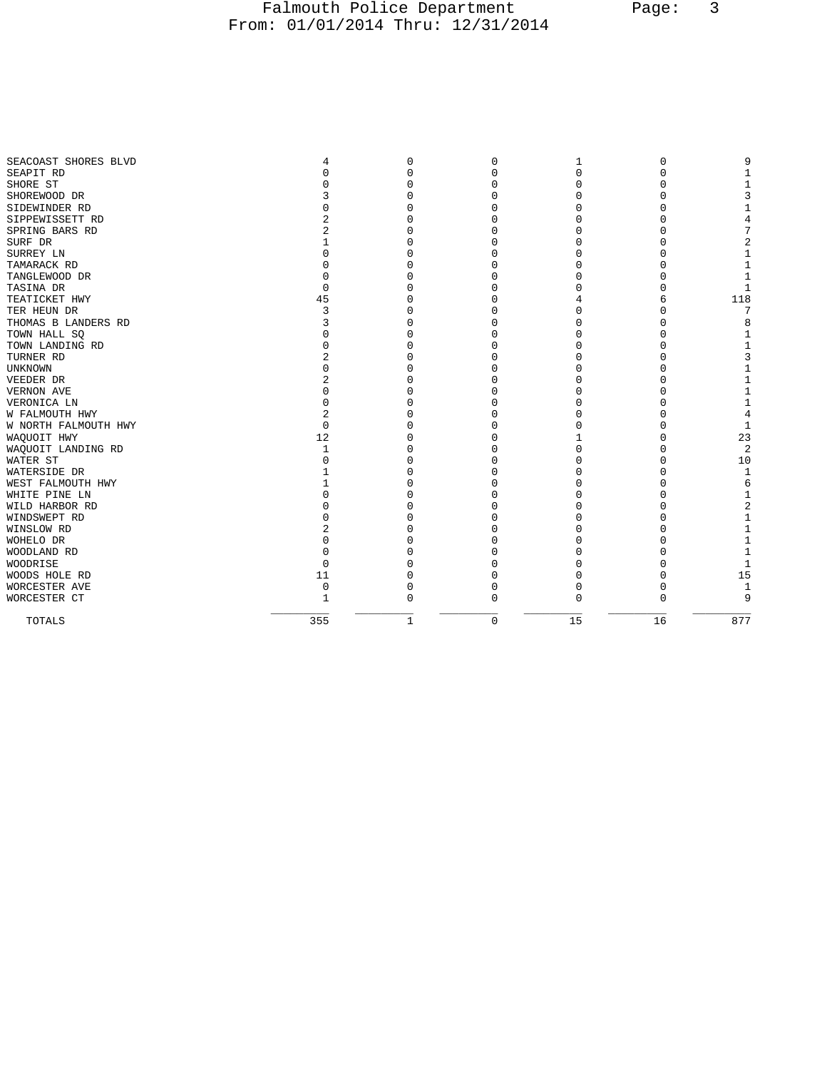| | | | | | | |
|---|---|---|---|---|---|---|
| SEACOAST SHORES BLVD | 4 | 0 | 0 | 1 | 0 | 9 |
| SEAPIT RD | 0 | 0 | 0 | 0 | 0 | 1 |
| SHORE ST | 0 | 0 | 0 | 0 | 0 | 1 |
| SHOREWOOD DR | 3 | 0 | 0 | 0 | 0 | 3 |
| SIDEWINDER RD | 0 | 0 | 0 | 0 | 0 | 1 |
| SIPPEWISSETT RD | 2 | 0 | 0 | 0 | 0 | 4 |
| SPRING BARS RD | 2 | 0 | 0 | 0 | 0 | 7 |
| SURF DR | 1 | 0 | 0 | 0 | 0 | 2 |
| SURREY LN | 0 | 0 | 0 | 0 | 0 | 1 |
| TAMARACK RD | 0 | 0 | 0 | 0 | 0 | 1 |
| TANGLEWOOD DR | 0 | 0 | 0 | 0 | 0 | 1 |
| TASINA DR | 0 | 0 | 0 | 0 | 0 | 1 |
| TEATICKET HWY | 45 | 0 | 0 | 4 | 6 | 118 |
| TER HEUN DR | 3 | 0 | 0 | 0 | 0 | 7 |
| THOMAS B LANDERS RD | 3 | 0 | 0 | 0 | 0 | 8 |
| TOWN HALL SQ | 0 | 0 | 0 | 0 | 0 | 1 |
| TOWN LANDING RD | 0 | 0 | 0 | 0 | 0 | 1 |
| TURNER RD | 2 | 0 | 0 | 0 | 0 | 3 |
| UNKNOWN | 0 | 0 | 0 | 0 | 0 | 1 |
| VEEDER DR | 2 | 0 | 0 | 0 | 0 | 1 |
| VERNON AVE | 0 | 0 | 0 | 0 | 0 | 1 |
| VERONICA LN | 0 | 0 | 0 | 0 | 0 | 1 |
| W FALMOUTH HWY | 2 | 0 | 0 | 0 | 0 | 4 |
| W NORTH FALMOUTH HWY | 0 | 0 | 0 | 0 | 0 | 1 |
| WAQUOIT HWY | 12 | 0 | 0 | 1 | 0 | 23 |
| WAQUOIT LANDING RD | 1 | 0 | 0 | 0 | 0 | 2 |
| WATER ST | 0 | 0 | 0 | 0 | 0 | 10 |
| WATERSIDE DR | 1 | 0 | 0 | 0 | 0 | 1 |
| WEST FALMOUTH HWY | 1 | 0 | 0 | 0 | 0 | 6 |
| WHITE PINE LN | 0 | 0 | 0 | 0 | 0 | 1 |
| WILD HARBOR RD | 0 | 0 | 0 | 0 | 0 | 2 |
| WINDSWEPT RD | 0 | 0 | 0 | 0 | 0 | 1 |
| WINSLOW RD | 2 | 0 | 0 | 0 | 0 | 1 |
| WOHELO DR | 0 | 0 | 0 | 0 | 0 | 1 |
| WOODLAND RD | 0 | 0 | 0 | 0 | 0 | 1 |
| WOODRISE | 0 | 0 | 0 | 0 | 0 | 1 |
| WOODS HOLE RD | 11 | 0 | 0 | 0 | 0 | 15 |
| WORCESTER AVE | 0 | 0 | 0 | 0 | 0 | 1 |
| WORCESTER CT | 1 | 0 | 0 | 0 | 0 | 9 |
| TOTALS | 355 | 1 | 0 | 15 | 16 | 877 |